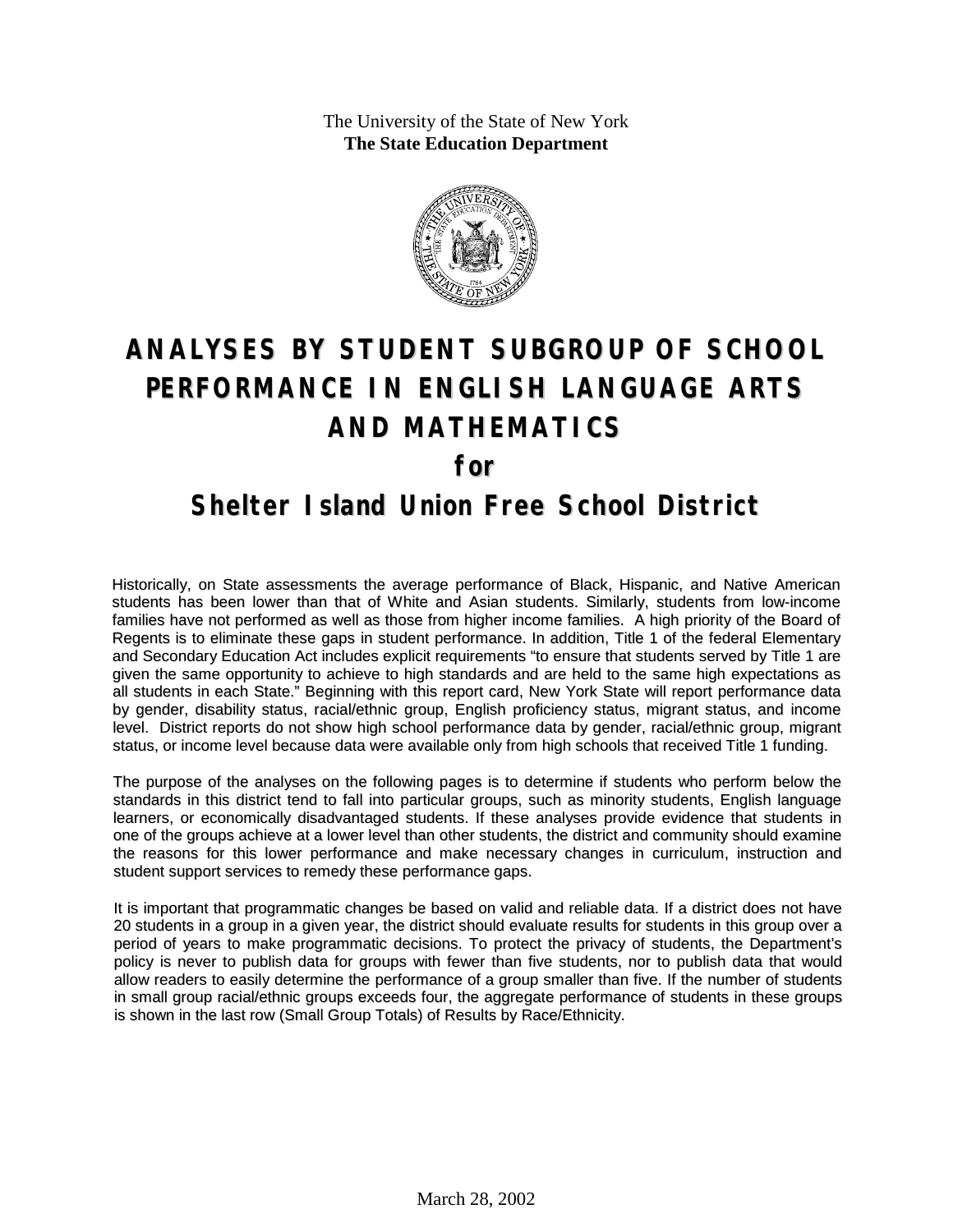The University of the State of New York
**The State Education Department**

# ANALYSES BY STUDENT SUBGROUP OF SCHOOL PERFORMANCE IN ENGLISH LANGUAGE ARTS AND MATHEMATICS

## for

## Shelter Island Union Free School District

Historically, on State assessments the average performance of Black, Hispanic, and Native American students has been lower than that of White and Asian students. Similarly, students from low-income families have not performed as well as those from higher income families. A high priority of the Board of Regents is to eliminate these gaps in student performance. In addition, Title 1 of the federal Elementary and Secondary Education Act includes explicit requirements "to ensure that students served by Title 1 are given the same opportunity to achieve to high standards and are held to the same high expectations as all students in each State." Beginning with this report card, New York State will report performance data by gender, disability status, racial/ethnic group, English proficiency status, migrant status, and income level. District reports do not show high school performance data by gender, racial/ethnic group, migrant status, or income level because data were available only from high schools that received Title 1 funding.

The purpose of the analyses on the following pages is to determine if students who perform below the standards in this district tend to fall into particular groups, such as minority students, English language learners, or economically disadvantaged students. If these analyses provide evidence that students in one of the groups achieve at a lower level than other students, the district and community should examine the reasons for this lower performance and make necessary changes in curriculum, instruction and student support services to remedy these performance gaps.

It is important that programmatic changes be based on valid and reliable data. If a district does not have 20 students in a group in a given year, the district should evaluate results for students in this group over a period of years to make programmatic decisions. To protect the privacy of students, the Department's policy is never to publish data for groups with fewer than five students, nor to publish data that would allow readers to easily determine the performance of a group smaller than five. If the number of students in small group racial/ethnic groups exceeds four, the aggregate performance of students in these groups is shown in the last row (Small Group Totals) of Results by Race/Ethnicity.

March 28, 2002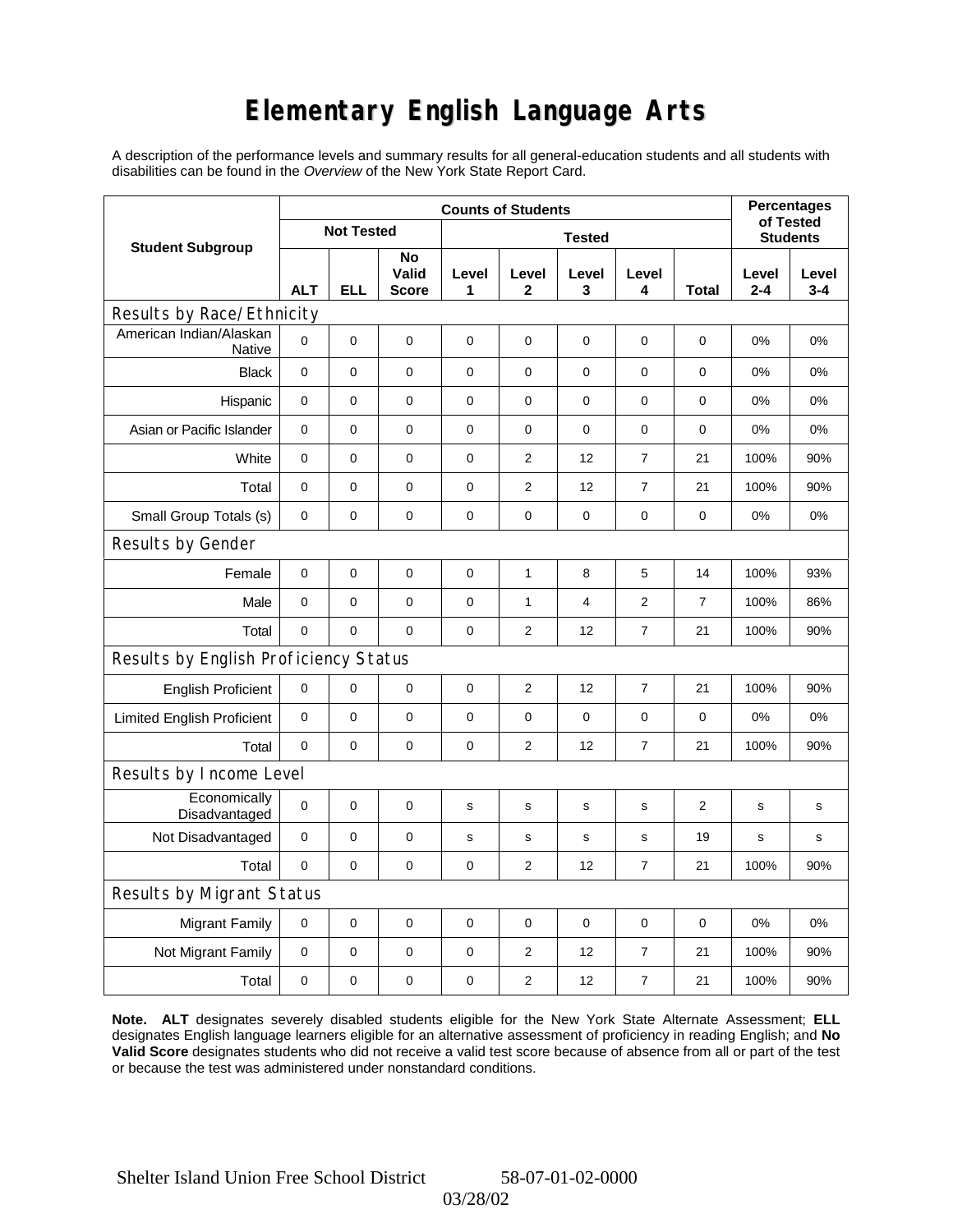# Elementary English Language Arts

A description of the performance levels and summary results for all general-education students and all students with disabilities can be found in the *Overview* of the New York State Report Card.

| Student Subgroup | Counts of Students | | | | | | | | Percentages of Tested Students | |
|---|---|---|---|---|---|---|---|---|---|---|
| | Not Tested | | | Tested | | | | | | |
| | ALT | ELL | No Valid Score | Level 1 | Level 2 | Level 3 | Level 4 | Total | Level 2-4 | Level 3-4 |
| **Results by Race/Ethnicity** | | | | | | | | | | |
| American Indian/Alaskan Native | 0 | 0 | 0 | 0 | 0 | 0 | 0 | 0 | 0% | 0% |
| Black | 0 | 0 | 0 | 0 | 0 | 0 | 0 | 0 | 0% | 0% |
| Hispanic | 0 | 0 | 0 | 0 | 0 | 0 | 0 | 0 | 0% | 0% |
| Asian or Pacific Islander | 0 | 0 | 0 | 0 | 0 | 0 | 0 | 0 | 0% | 0% |
| White | 0 | 0 | 0 | 0 | 2 | 12 | 7 | 21 | 100% | 90% |
| Total | 0 | 0 | 0 | 0 | 2 | 12 | 7 | 21 | 100% | 90% |
| Small Group Totals (s) | 0 | 0 | 0 | 0 | 0 | 0 | 0 | 0 | 0% | 0% |
| **Results by Gender** | | | | | | | | | | |
| Female | 0 | 0 | 0 | 0 | 1 | 8 | 5 | 14 | 100% | 93% |
| Male | 0 | 0 | 0 | 0 | 1 | 4 | 2 | 7 | 100% | 86% |
| Total | 0 | 0 | 0 | 0 | 2 | 12 | 7 | 21 | 100% | 90% |
| **Results by English Proficiency Status** | | | | | | | | | | |
| English Proficient | 0 | 0 | 0 | 0 | 2 | 12 | 7 | 21 | 100% | 90% |
| Limited English Proficient | 0 | 0 | 0 | 0 | 0 | 0 | 0 | 0 | 0% | 0% |
| Total | 0 | 0 | 0 | 0 | 2 | 12 | 7 | 21 | 100% | 90% |
| **Results by Income Level** | | | | | | | | | | |
| Economically Disadvantaged | 0 | 0 | 0 | s | s | s | s | 2 | s | s |
| Not Disadvantaged | 0 | 0 | 0 | s | s | s | s | 19 | s | s |
| Total | 0 | 0 | 0 | 0 | 2 | 12 | 7 | 21 | 100% | 90% |
| **Results by Migrant Status** | | | | | | | | | | |
| Migrant Family | 0 | 0 | 0 | 0 | 0 | 0 | 0 | 0 | 0% | 0% |
| Not Migrant Family | 0 | 0 | 0 | 0 | 2 | 12 | 7 | 21 | 100% | 90% |
| Total | 0 | 0 | 0 | 0 | 2 | 12 | 7 | 21 | 100% | 90% |

**Note.** **ALT** designates severely disabled students eligible for the New York State Alternate Assessment; **ELL** designates English language learners eligible for an alternative assessment of proficiency in reading English; and **No Valid Score** designates students who did not receive a valid test score because of absence from all or part of the test or because the test was administered under nonstandard conditions.

Shelter Island Union Free School District 58-07-01-02-0000

03/28/02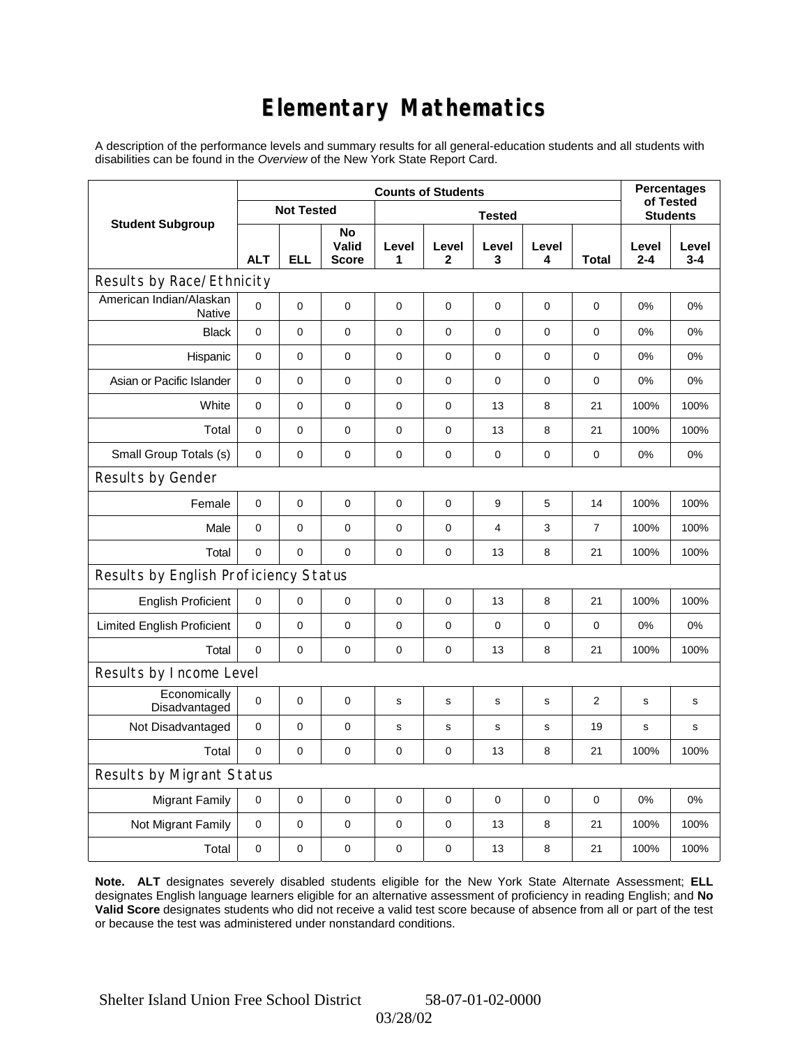# Elementary Mathematics

A description of the performance levels and summary results for all general-education students and all students with disabilities can be found in the *Overview* of the New York State Report Card.

| Student Subgroup | Counts of Students | | | | | | | | Percentages of Tested Students | |
|---|---|---|---|---|---|---|---|---|---|---|
| | Not Tested | | | Tested | | | | | | |
| | ALT | ELL | No Valid Score | Level 1 | Level 2 | Level 3 | Level 4 | Total | Level 2-4 | Level 3-4 |
| **Results by Race/Ethnicity** | | | | | | | | | | |
| American Indian/Alaskan Native | 0 | 0 | 0 | 0 | 0 | 0 | 0 | 0 | 0% | 0% |
| Black | 0 | 0 | 0 | 0 | 0 | 0 | 0 | 0 | 0% | 0% |
| Hispanic | 0 | 0 | 0 | 0 | 0 | 0 | 0 | 0 | 0% | 0% |
| Asian or Pacific Islander | 0 | 0 | 0 | 0 | 0 | 0 | 0 | 0 | 0% | 0% |
| White | 0 | 0 | 0 | 0 | 0 | 13 | 8 | 21 | 100% | 100% |
| Total | 0 | 0 | 0 | 0 | 0 | 13 | 8 | 21 | 100% | 100% |
| Small Group Totals (s) | 0 | 0 | 0 | 0 | 0 | 0 | 0 | 0 | 0% | 0% |
| **Results by Gender** | | | | | | | | | | |
| Female | 0 | 0 | 0 | 0 | 0 | 9 | 5 | 14 | 100% | 100% |
| Male | 0 | 0 | 0 | 0 | 0 | 4 | 3 | 7 | 100% | 100% |
| Total | 0 | 0 | 0 | 0 | 0 | 13 | 8 | 21 | 100% | 100% |
| **Results by English Proficiency Status** | | | | | | | | | | |
| English Proficient | 0 | 0 | 0 | 0 | 0 | 13 | 8 | 21 | 100% | 100% |
| Limited English Proficient | 0 | 0 | 0 | 0 | 0 | 0 | 0 | 0 | 0% | 0% |
| Total | 0 | 0 | 0 | 0 | 0 | 13 | 8 | 21 | 100% | 100% |
| **Results by Income Level** | | | | | | | | | | |
| Economically Disadvantaged | 0 | 0 | 0 | s | s | s | s | 2 | s | s |
| Not Disadvantaged | 0 | 0 | 0 | s | s | s | s | 19 | s | s |
| Total | 0 | 0 | 0 | 0 | 0 | 13 | 8 | 21 | 100% | 100% |
| **Results by Migrant Status** | | | | | | | | | | |
| Migrant Family | 0 | 0 | 0 | 0 | 0 | 0 | 0 | 0 | 0% | 0% |
| Not Migrant Family | 0 | 0 | 0 | 0 | 0 | 13 | 8 | 21 | 100% | 100% |
| Total | 0 | 0 | 0 | 0 | 0 | 13 | 8 | 21 | 100% | 100% |

**Note. ALT** designates severely disabled students eligible for the New York State Alternate Assessment; **ELL** designates English language learners eligible for an alternative assessment of proficiency in reading English; and **No Valid Score** designates students who did not receive a valid test score because of absence from all or part of the test or because the test was administered under nonstandard conditions.

Shelter Island Union Free School District 58-07-01-02-0000

03/28/02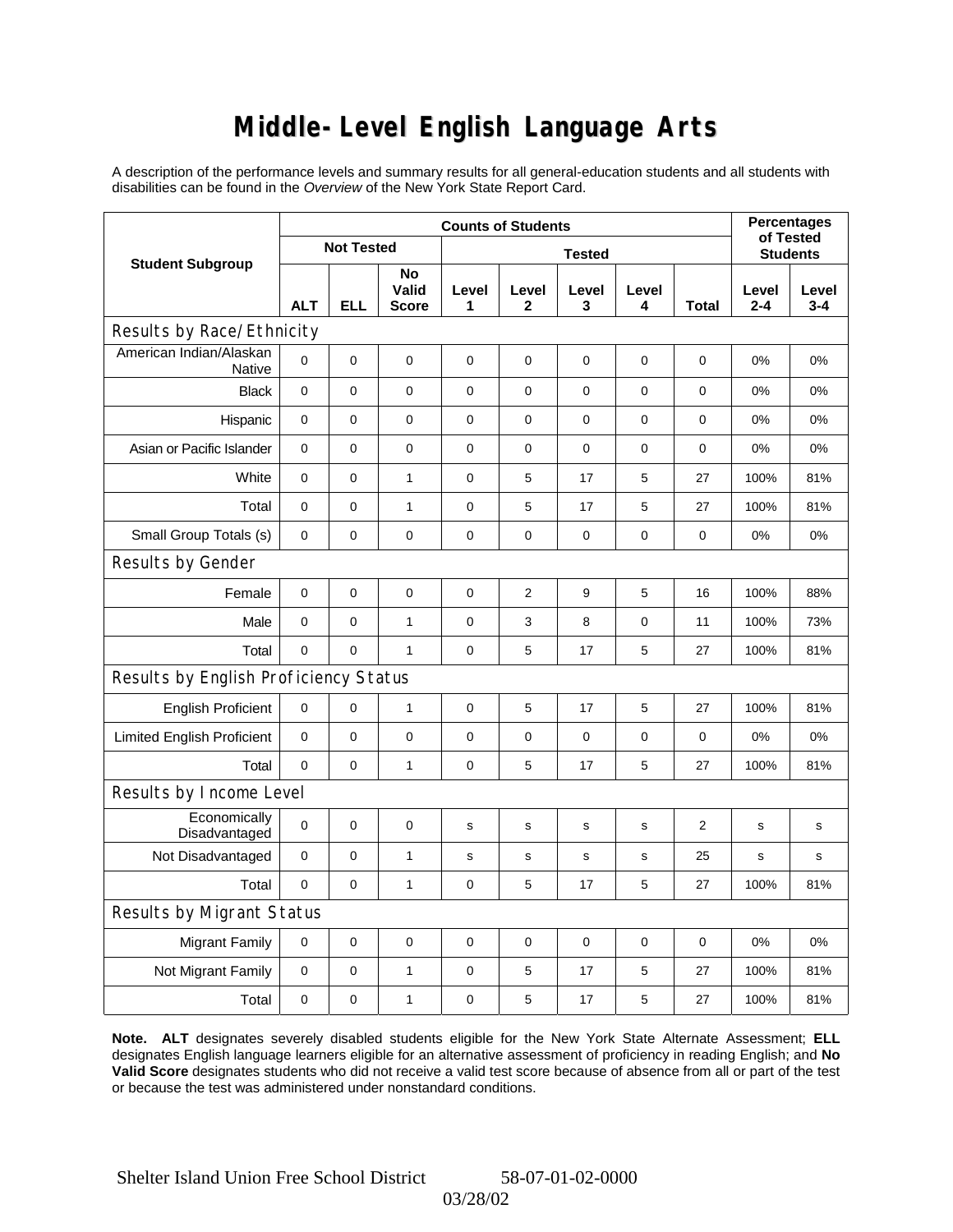# Middle-Level English Language Arts

A description of the performance levels and summary results for all general-education students and all students with disabilities can be found in the *Overview* of the New York State Report Card.

| Student Subgroup | Counts of Students | | | | | | | | Percentages of Tested Students | |
|---|---|---|---|---|---|---|---|---|---|---|
| | Not Tested | | | Tested | | | | | | |
| | ALT | ELL | No Valid Score | Level 1 | Level 2 | Level 3 | Level 4 | Total | Level 2-4 | Level 3-4 |
| **Results by Race/Ethnicity** | | | | | | | | | | |
| American Indian/Alaskan Native | 0 | 0 | 0 | 0 | 0 | 0 | 0 | 0 | 0% | 0% |
| Black | 0 | 0 | 0 | 0 | 0 | 0 | 0 | 0 | 0% | 0% |
| Hispanic | 0 | 0 | 0 | 0 | 0 | 0 | 0 | 0 | 0% | 0% |
| Asian or Pacific Islander | 0 | 0 | 0 | 0 | 0 | 0 | 0 | 0 | 0% | 0% |
| White | 0 | 0 | 1 | 0 | 5 | 17 | 5 | 27 | 100% | 81% |
| Total | 0 | 0 | 1 | 0 | 5 | 17 | 5 | 27 | 100% | 81% |
| Small Group Totals (s) | 0 | 0 | 0 | 0 | 0 | 0 | 0 | 0 | 0% | 0% |
| **Results by Gender** | | | | | | | | | | |
| Female | 0 | 0 | 0 | 0 | 2 | 9 | 5 | 16 | 100% | 88% |
| Male | 0 | 0 | 1 | 0 | 3 | 8 | 0 | 11 | 100% | 73% |
| Total | 0 | 0 | 1 | 0 | 5 | 17 | 5 | 27 | 100% | 81% |
| **Results by English Proficiency Status** | | | | | | | | | | |
| English Proficient | 0 | 0 | 1 | 0 | 5 | 17 | 5 | 27 | 100% | 81% |
| Limited English Proficient | 0 | 0 | 0 | 0 | 0 | 0 | 0 | 0 | 0% | 0% |
| Total | 0 | 0 | 1 | 0 | 5 | 17 | 5 | 27 | 100% | 81% |
| **Results by Income Level** | | | | | | | | | | |
| Economically Disadvantaged | 0 | 0 | 0 | s | s | s | s | 2 | s | s |
| Not Disadvantaged | 0 | 0 | 1 | s | s | s | s | 25 | s | s |
| Total | 0 | 0 | 1 | 0 | 5 | 17 | 5 | 27 | 100% | 81% |
| **Results by Migrant Status** | | | | | | | | | | |
| Migrant Family | 0 | 0 | 0 | 0 | 0 | 0 | 0 | 0 | 0% | 0% |
| Not Migrant Family | 0 | 0 | 1 | 0 | 5 | 17 | 5 | 27 | 100% | 81% |
| Total | 0 | 0 | 1 | 0 | 5 | 17 | 5 | 27 | 100% | 81% |

**Note. ALT** designates severely disabled students eligible for the New York State Alternate Assessment; **ELL** designates English language learners eligible for an alternative assessment of proficiency in reading English; and **No Valid Score** designates students who did not receive a valid test score because of absence from all or part of the test or because the test was administered under nonstandard conditions.

Shelter Island Union Free School District 58-07-01-02-0000

03/28/02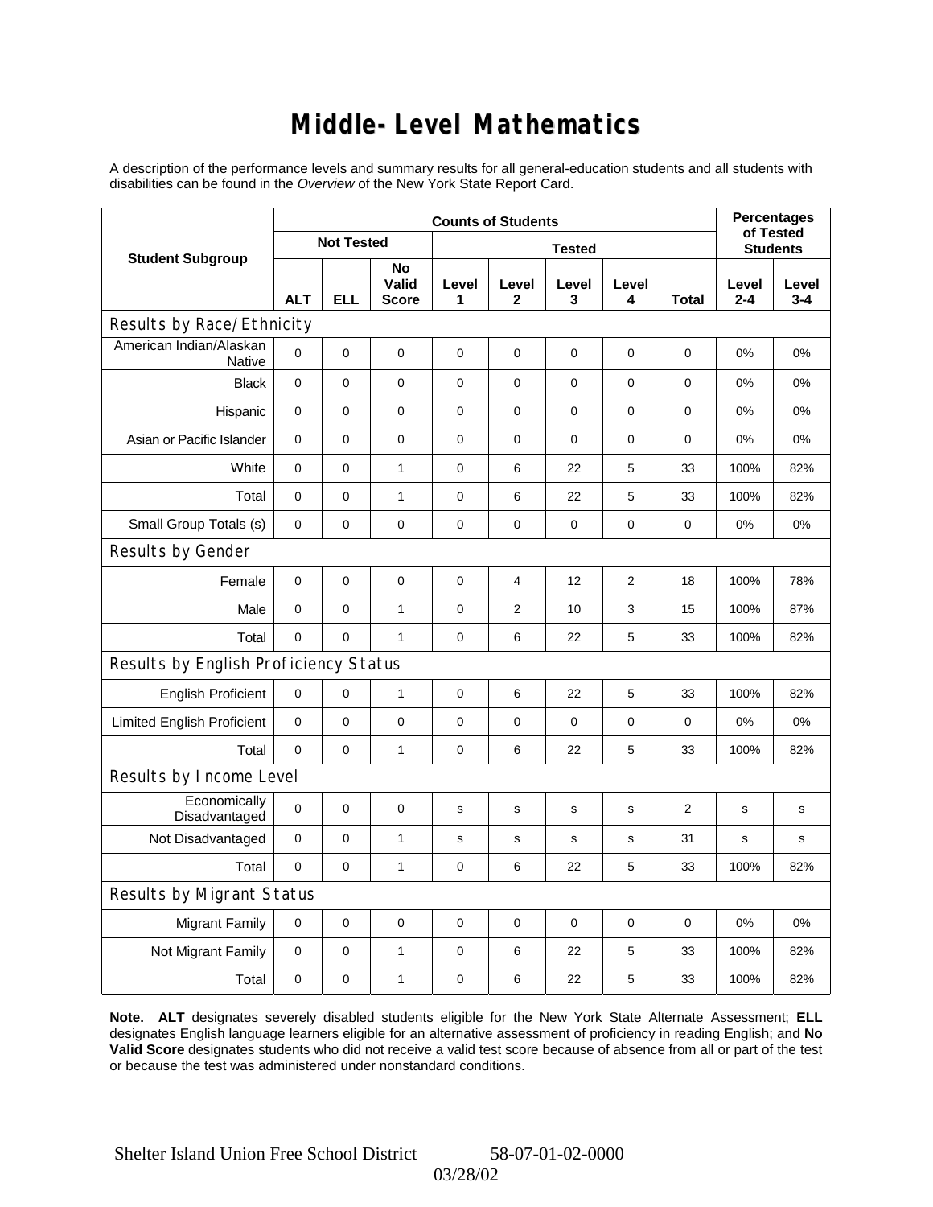# Middle-Level Mathematics

A description of the performance levels and summary results for all general-education students and all students with disabilities can be found in the *Overview* of the New York State Report Card.

| Student Subgroup | Counts of Students | | | | | | | | Percentages of Tested Students | |
|---|---|---|---|---|---|---|---|---|---|---|
| | Not Tested | | | Tested | | | | | | |
| | ALT | ELL | No Valid Score | Level 1 | Level 2 | Level 3 | Level 4 | Total | Level 2-4 | Level 3-4 |
| **Results by Race/Ethnicity** | | | | | | | | | | |
| American Indian/Alaskan Native | 0 | 0 | 0 | 0 | 0 | 0 | 0 | 0 | 0% | 0% |
| Black | 0 | 0 | 0 | 0 | 0 | 0 | 0 | 0 | 0% | 0% |
| Hispanic | 0 | 0 | 0 | 0 | 0 | 0 | 0 | 0 | 0% | 0% |
| Asian or Pacific Islander | 0 | 0 | 0 | 0 | 0 | 0 | 0 | 0 | 0% | 0% |
| White | 0 | 0 | 1 | 0 | 6 | 22 | 5 | 33 | 100% | 82% |
| Total | 0 | 0 | 1 | 0 | 6 | 22 | 5 | 33 | 100% | 82% |
| Small Group Totals (s) | 0 | 0 | 0 | 0 | 0 | 0 | 0 | 0 | 0% | 0% |
| **Results by Gender** | | | | | | | | | | |
| Female | 0 | 0 | 0 | 0 | 4 | 12 | 2 | 18 | 100% | 78% |
| Male | 0 | 0 | 1 | 0 | 2 | 10 | 3 | 15 | 100% | 87% |
| Total | 0 | 0 | 1 | 0 | 6 | 22 | 5 | 33 | 100% | 82% |
| **Results by English Proficiency Status** | | | | | | | | | | |
| English Proficient | 0 | 0 | 1 | 0 | 6 | 22 | 5 | 33 | 100% | 82% |
| Limited English Proficient | 0 | 0 | 0 | 0 | 0 | 0 | 0 | 0 | 0% | 0% |
| Total | 0 | 0 | 1 | 0 | 6 | 22 | 5 | 33 | 100% | 82% |
| **Results by Income Level** | | | | | | | | | | |
| Economically Disadvantaged | 0 | 0 | 0 | s | s | s | s | 2 | s | s |
| Not Disadvantaged | 0 | 0 | 1 | s | s | s | s | 31 | s | s |
| Total | 0 | 0 | 1 | 0 | 6 | 22 | 5 | 33 | 100% | 82% |
| **Results by Migrant Status** | | | | | | | | | | |
| Migrant Family | 0 | 0 | 0 | 0 | 0 | 0 | 0 | 0 | 0% | 0% |
| Not Migrant Family | 0 | 0 | 1 | 0 | 6 | 22 | 5 | 33 | 100% | 82% |
| Total | 0 | 0 | 1 | 0 | 6 | 22 | 5 | 33 | 100% | 82% |

**Note. ALT** designates severely disabled students eligible for the New York State Alternate Assessment; **ELL** designates English language learners eligible for an alternative assessment of proficiency in reading English; and **No Valid Score** designates students who did not receive a valid test score because of absence from all or part of the test or because the test was administered under nonstandard conditions.

Shelter Island Union Free School District 58-07-01-02-0000
03/28/02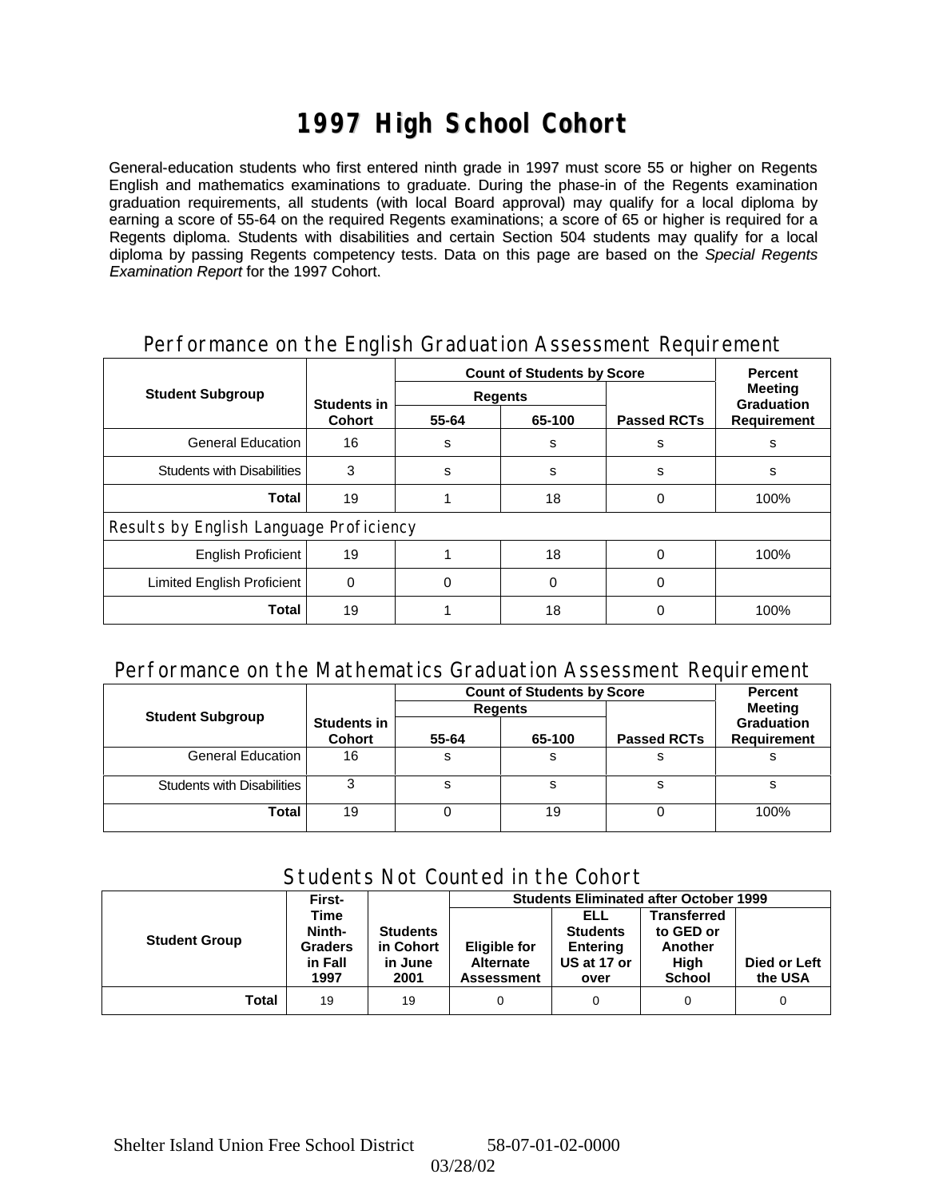# 1997 High School Cohort

General-education students who first entered ninth grade in 1997 must score 55 or higher on Regents English and mathematics examinations to graduate. During the phase-in of the Regents examination graduation requirements, all students (with local Board approval) may qualify for a local diploma by earning a score of 55-64 on the required Regents examinations; a score of 65 or higher is required for a Regents diploma. Students with disabilities and certain Section 504 students may qualify for a local diploma by passing Regents competency tests. Data on this page are based on the *Special Regents Examination Report* for the 1997 Cohort.

## Performance on the English Graduation Assessment Requirement

| Student Subgroup | Students in Cohort | Count of Students by Score | | | Percent Meeting Graduation Requirement |
|---|---|---|---|---|---|
| | | Regents | | | |
| | | 55-64 | 65-100 | Passed RCTs | |
| General Education | 16 | s | s | s | s |
| Students with Disabilities | 3 | s | s | s | s |
| **Total** | 19 | 1 | 18 | 0 | 100% |
| Results by English Language Proficiency | | | | | |
| English Proficient | 19 | 1 | 18 | 0 | 100% |
| Limited English Proficient | 0 | 0 | 0 | 0 | |
| **Total** | 19 | 1 | 18 | 0 | 100% |

## Performance on the Mathematics Graduation Assessment Requirement

| Student Subgroup | Students in Cohort | Count of Students by Score | | | Percent Meeting Graduation Requirement |
|---|---|---|---|---|---|
| | | Regents | | | |
| | | 55-64 | 65-100 | Passed RCTs | |
| General Education | 16 | s | s | s | s |
| Students with Disabilities | 3 | s | s | s | s |
| **Total** | 19 | 0 | 19 | 0 | 100% |

## Students Not Counted in the Cohort

| Student Group | First-Time Ninth-Graders in Fall 1997 | Students in Cohort in June 2001 | Students Eliminated after October 1999 | | | |
|---|---|---|---|---|---|---|
| | | | Eligible for Alternate Assessment | ELL Students Entering US at 17 or over | Transferred to GED or Another High School | Died or Left the USA |
| **Total** | 19 | 19 | 0 | 0 | 0 | 0 |

Shelter Island Union Free School District 58-07-01-02-0000

03/28/02